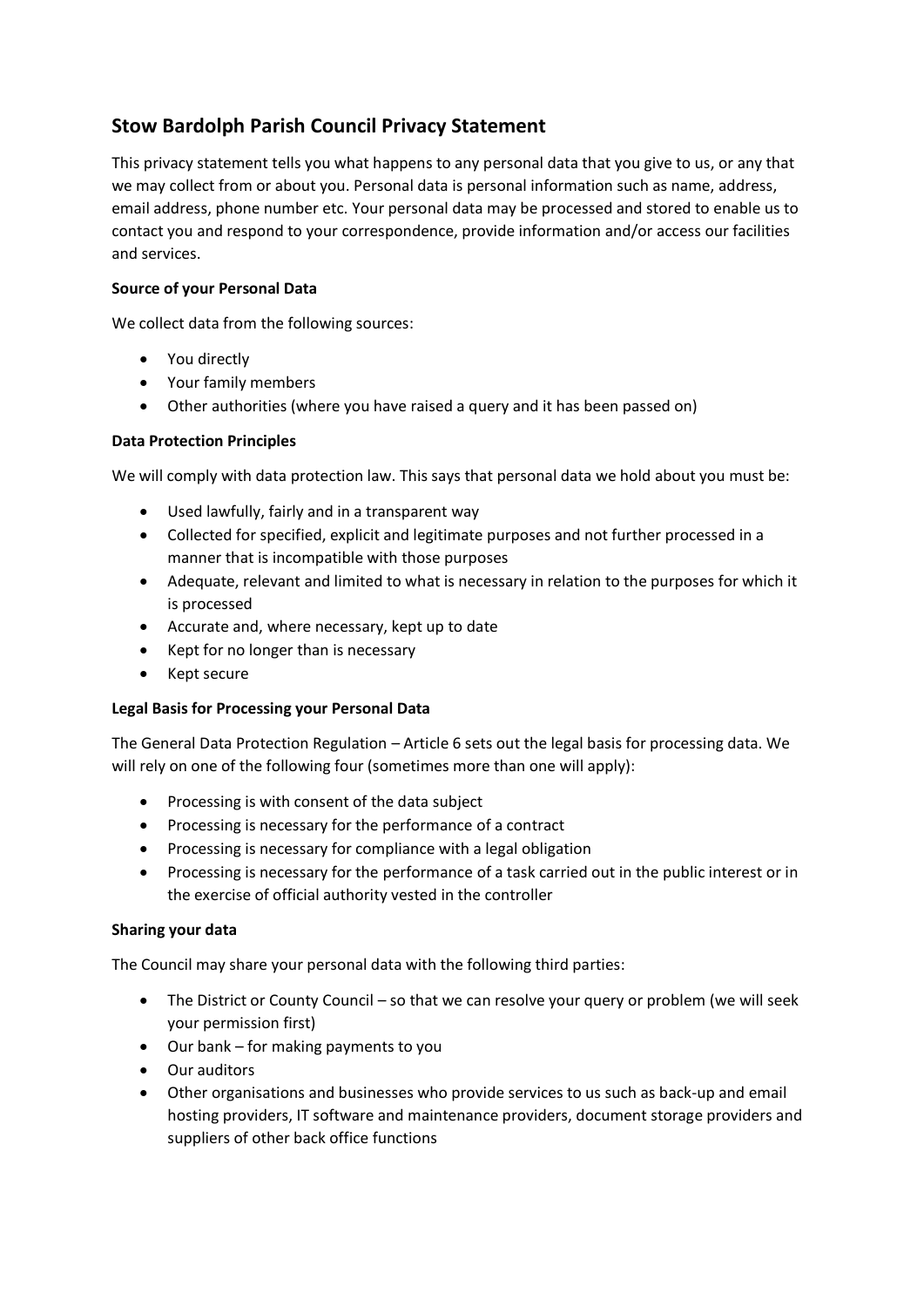# Stow Bardolph Parish Council Privacy Statement

This privacy statement tells you what happens to any personal data that you give to us, or any that we may collect from or about you. Personal data is personal information such as name, address, email address, phone number etc. Your personal data may be processed and stored to enable us to contact you and respond to your correspondence, provide information and/or access our facilities and services.

**Source of your Personal Data**

We collect data from the following sources:

- You directly
- Your family members
- Other authorities (where you have raised a query and it has been passed on)

**Data Protection Principles**

We will comply with data protection law. This says that personal data we hold about you must be:

- Used lawfully, fairly and in a transparent way
- Collected for specified, explicit and legitimate purposes and not further processed in a manner that is incompatible with those purposes
- Adequate, relevant and limited to what is necessary in relation to the purposes for which it is processed
- Accurate and, where necessary, kept up to date
- Kept for no longer than is necessary
- Kept secure

**Legal Basis for Processing your Personal Data**

The General Data Protection Regulation – Article 6 sets out the legal basis for processing data. We will rely on one of the following four (sometimes more than one will apply):

- Processing is with consent of the data subject
- Processing is necessary for the performance of a contract
- Processing is necessary for compliance with a legal obligation
- Processing is necessary for the performance of a task carried out in the public interest or in the exercise of official authority vested in the controller

**Sharing your data**

The Council may share your personal data with the following third parties:

- The District or County Council – so that we can resolve your query or problem (we will seek your permission first)
- Our bank – for making payments to you
- Our auditors
- Other organisations and businesses who provide services to us such as back-up and email hosting providers, IT software and maintenance providers, document storage providers and suppliers of other back office functions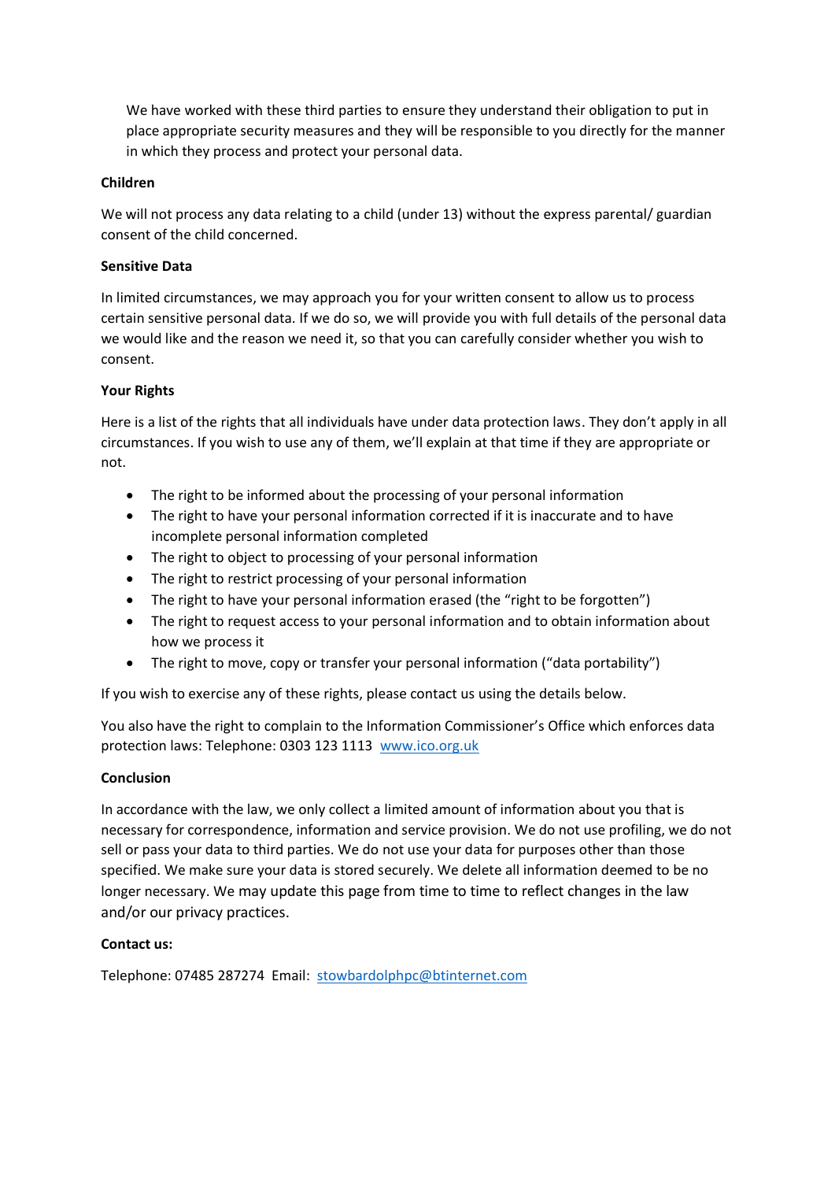We have worked with these third parties to ensure they understand their obligation to put in place appropriate security measures and they will be responsible to you directly for the manner in which they process and protect your personal data.

**Children**

We will not process any data relating to a child (under 13) without the express parental/ guardian consent of the child concerned.

**Sensitive Data**

In limited circumstances, we may approach you for your written consent to allow us to process certain sensitive personal data. If we do so, we will provide you with full details of the personal data we would like and the reason we need it, so that you can carefully consider whether you wish to consent.

**Your Rights**

Here is a list of the rights that all individuals have under data protection laws. They don't apply in all circumstances. If you wish to use any of them, we'll explain at that time if they are appropriate or not.

- The right to be informed about the processing of your personal information
- The right to have your personal information corrected if it is inaccurate and to have incomplete personal information completed
- The right to object to processing of your personal information
- The right to restrict processing of your personal information
- The right to have your personal information erased (the "right to be forgotten")
- The right to request access to your personal information and to obtain information about how we process it
- The right to move, copy or transfer your personal information ("data portability")

If you wish to exercise any of these rights, please contact us using the details below.

You also have the right to complain to the Information Commissioner's Office which enforces data protection laws: Telephone: 0303 123 1113 [www.ico.org.uk](www.ico.org.uk)

**Conclusion**

In accordance with the law, we only collect a limited amount of information about you that is necessary for correspondence, information and service provision. We do not use profiling, we do not sell or pass your data to third parties. We do not use your data for purposes other than those specified. We make sure your data is stored securely. We delete all information deemed to be no longer necessary. We may update this page from time to time to reflect changes in the law and/or our privacy practices.

**Contact us:**

Telephone: 07485 287274 Email: [stowbardolphpc@btinternet.com](mailto:stowbardolphpc@btinternet.com)